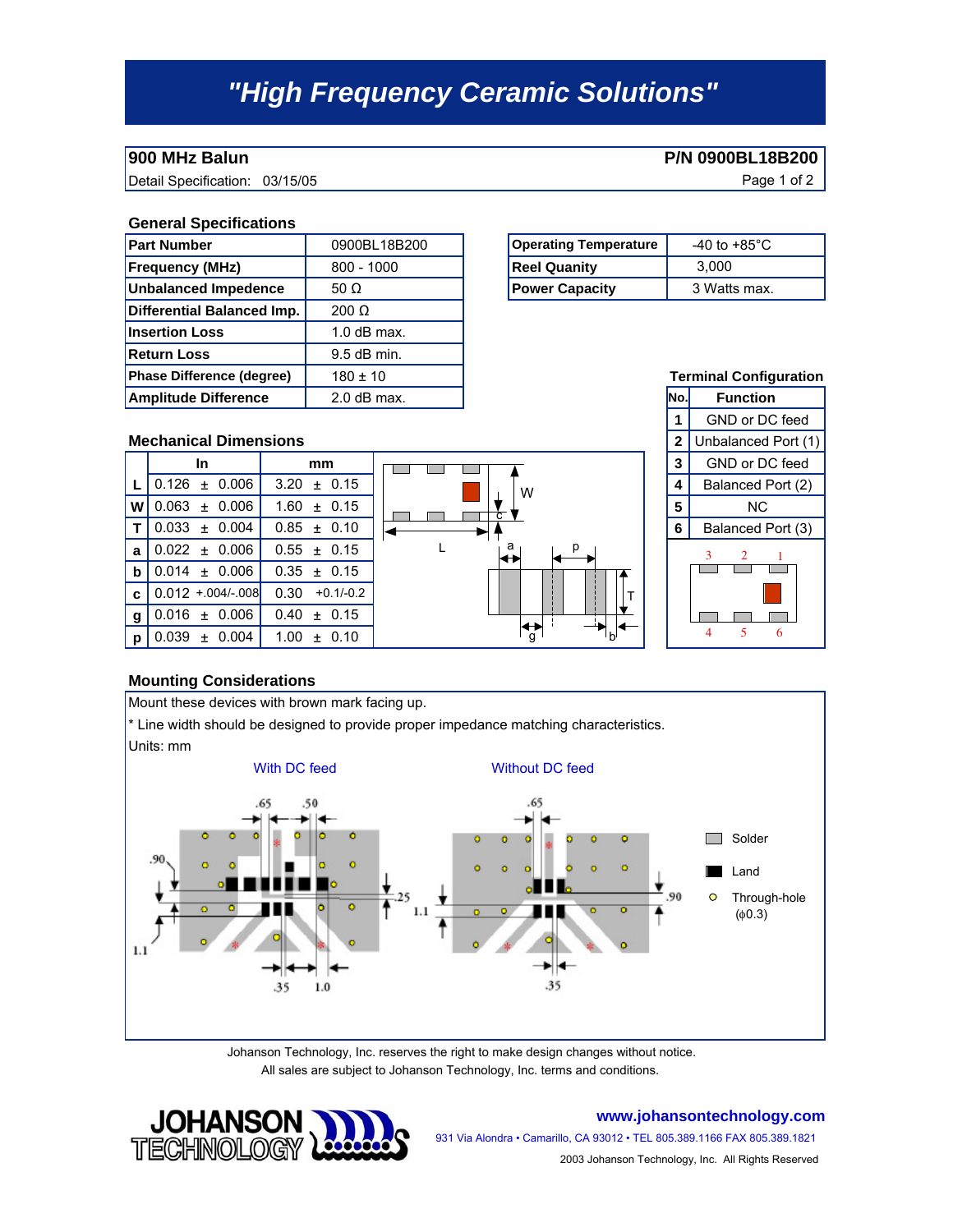# "High Frequency Ceramic Solutions"

## 900 MHz Balun

**P/N 0900BL18B200**

Detail Specification: 03/15/05

### General Specifications

| | |
|---|---|
| **Part Number** | 0900BL18B200 |
| **Frequency (MHz)** | 800 - 1000 |
| **Unbalanced Impedence** | 50 Ω |
| **Differential Balanced Imp.** | 200 Ω |
| **Insertion Loss** | 1.0 dB max. |
| **Return Loss** | 9.5 dB min. |
| **Phase Difference (degree)** | 180 ± 10 |
| **Amplitude Difference** | 2.0 dB max. |

| | |
|---|---|
| **Operating Temperature** | -40 to +85°C |
| **Reel Quanity** | 3,000 |
| **Power Capacity** | 3 Watts max. |

### Terminal Configuration

| No. | Function |
|---|---|
| 1 | GND or DC feed |
| 2 | Unbalanced Port (1) |
| 3 | GND or DC feed |
| 4 | Balanced Port (2) |
| 5 | NC |
| 6 | Balanced Port (3) |

### Mechanical Dimensions

| | In | mm |
|---|---|---|
| L | 0.126 ± 0.006 | 3.20 ± 0.15 |
| W | 0.063 ± 0.006 | 1.60 ± 0.15 |
| T | 0.033 ± 0.004 | 0.85 ± 0.10 |
| a | 0.022 ± 0.006 | 0.55 ± 0.15 |
| b | 0.014 ± 0.006 | 0.35 ± 0.15 |
| c | 0.012 +.004/-.008 | 0.30 +0.1/-0.2 |
| g | 0.016 ± 0.006 | 0.40 ± 0.15 |
| p | 0.039 ± 0.004 | 1.00 ± 0.10 |

### Mounting Considerations

Mount these devices with brown mark facing up.

* Line width should be designed to provide proper impedance matching characteristics.

Units: mm

With DC feed — Without DC feed

Legend: Solder, Land, Through-hole (ϕ0.3)

Johanson Technology, Inc. reserves the right to make design changes without notice.
All sales are subject to Johanson Technology, Inc. terms and conditions.

**www.johansontechnology.com**

931 Via Alondra • Camarillo, CA 93012 • TEL 805.389.1166 FAX 805.389.1821

2003 Johanson Technology, Inc. All Rights Reserved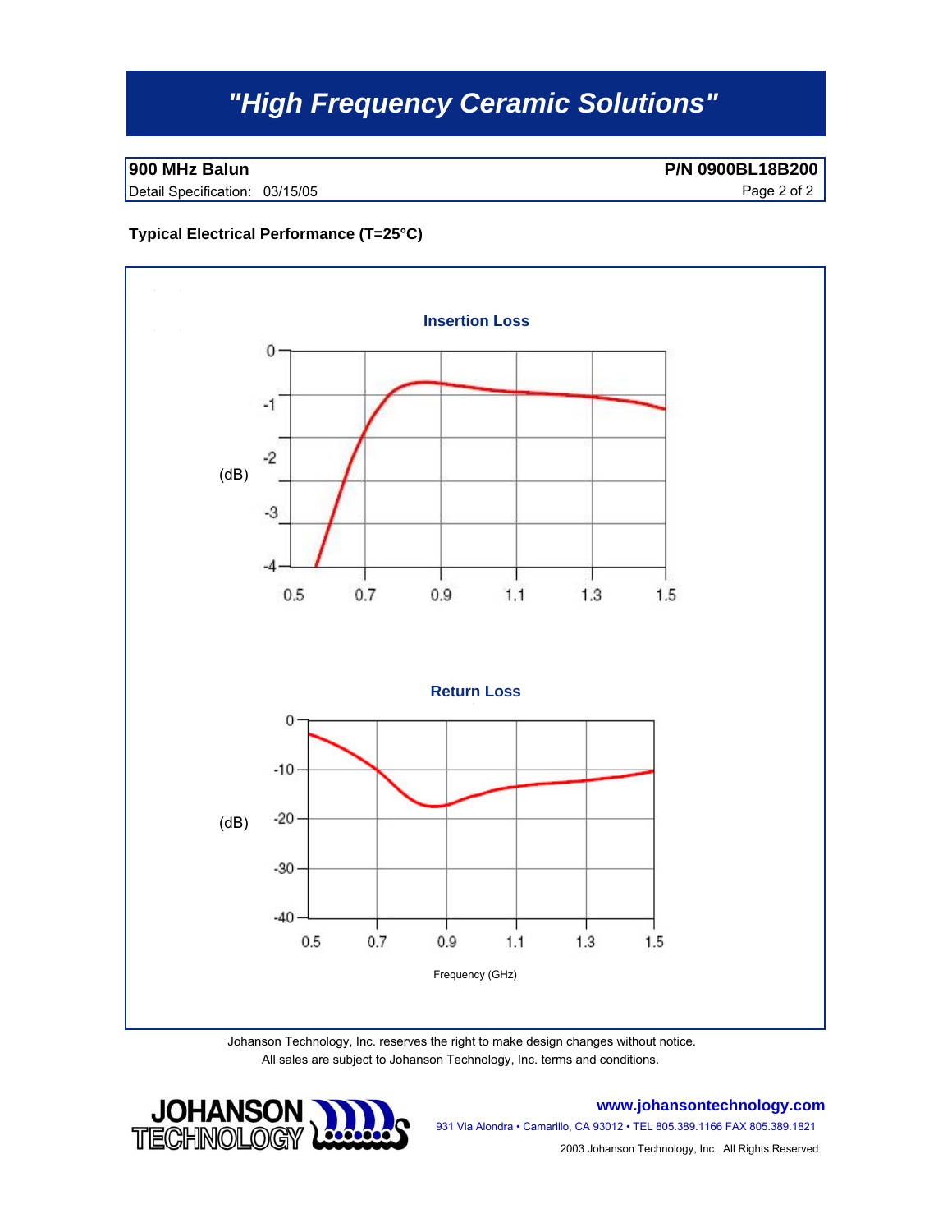## "High Frequency Ceramic Solutions"

**900 MHz Balun** **P/N 0900BL18B200**

Detail Specification: 03/15/05

### Typical Electrical Performance (T=25°C)

Insertion Loss

0
-1
-2
-3
-4
(dB)
0.5 0.7 0.9 1.1 1.3 1.5

Return Loss

0
-10
-20
-30
-40
(dB)
0.5 0.7 0.9 1.1 1.3 1.5

Frequency (GHz)

Johanson Technology, Inc. reserves the right to make design changes without notice.
All sales are subject to Johanson Technology, Inc. terms and conditions.

JOHANSON TECHNOLOGY

www.johansontechnology.com

931 Via Alondra • Camarillo, CA 93012 • TEL 805.389.1166 FAX 805.389.1821

2003 Johanson Technology, Inc. All Rights Reserved